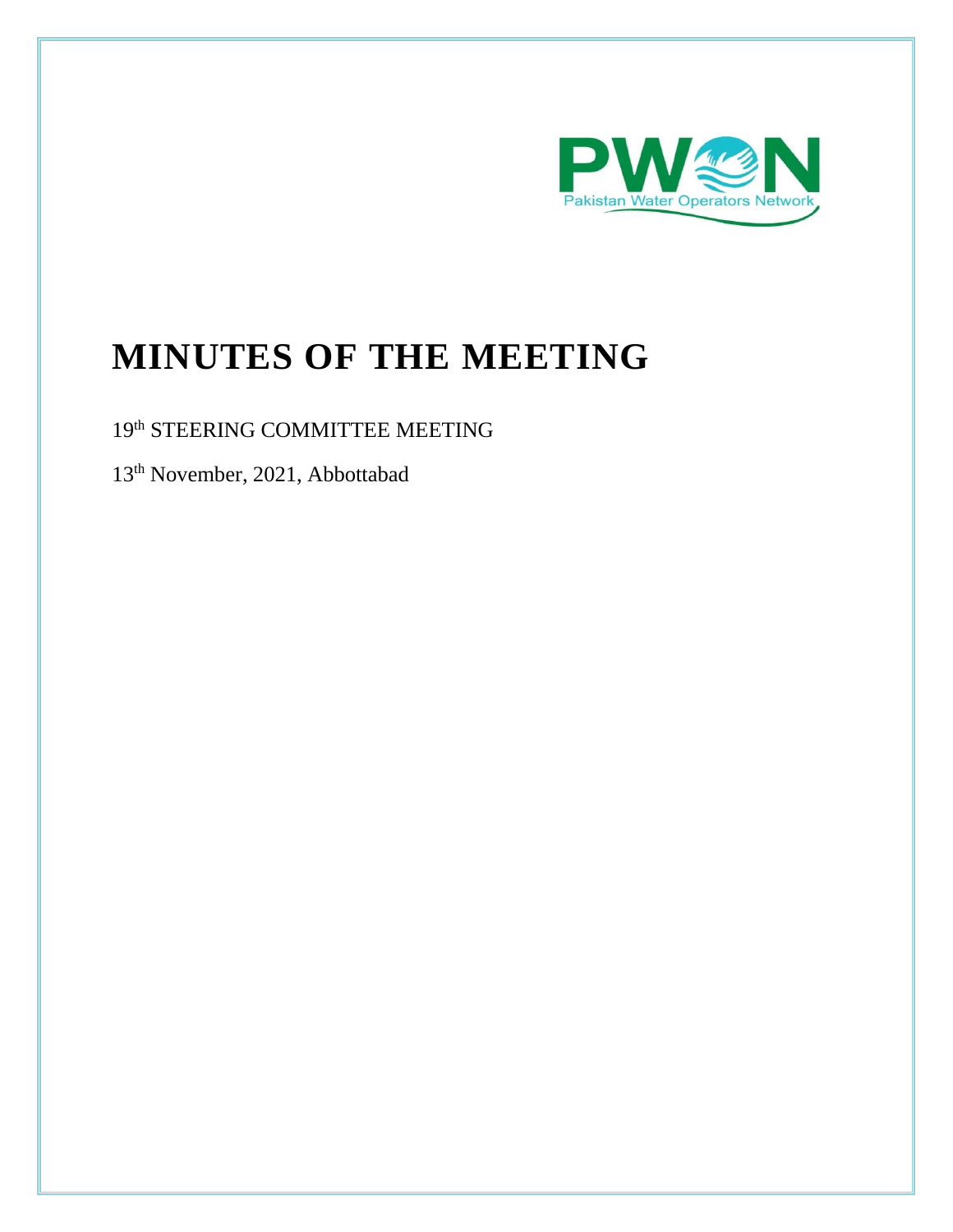PWON

Pakistan Water Operators Network

# MINUTES OF THE MEETING

19th STEERING COMMITTEE MEETING

13th November, 2021, Abbottabad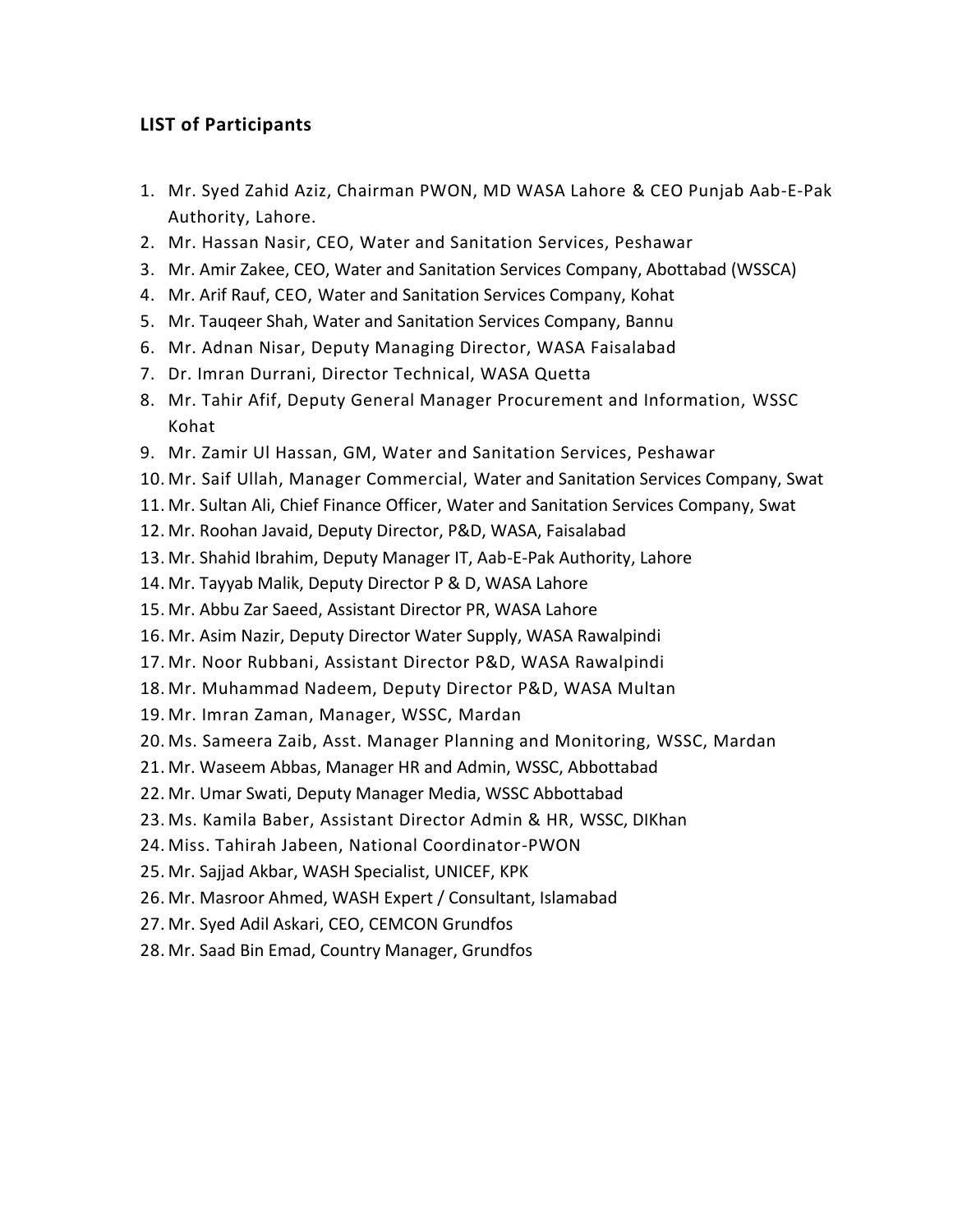### LIST of Participants

1. Mr. Syed Zahid Aziz, Chairman PWON, MD WASA Lahore & CEO Punjab Aab-E-Pak Authority, Lahore.
2. Mr. Hassan Nasir, CEO, Water and Sanitation Services, Peshawar
3. Mr. Amir Zakee, CEO, Water and Sanitation Services Company, Abottabad (WSSCA)
4. Mr. Arif Rauf, CEO, Water and Sanitation Services Company, Kohat
5. Mr. Tauqeer Shah, Water and Sanitation Services Company, Bannu
6. Mr. Adnan Nisar, Deputy Managing Director, WASA Faisalabad
7. Dr. Imran Durrani, Director Technical, WASA Quetta
8. Mr. Tahir Afif, Deputy General Manager Procurement and Information, WSSC Kohat
9. Mr. Zamir Ul Hassan, GM, Water and Sanitation Services, Peshawar
10. Mr. Saif Ullah, Manager Commercial, Water and Sanitation Services Company, Swat
11. Mr. Sultan Ali, Chief Finance Officer, Water and Sanitation Services Company, Swat
12. Mr. Roohan Javaid, Deputy Director, P&D, WASA, Faisalabad
13. Mr. Shahid Ibrahim, Deputy Manager IT, Aab-E-Pak Authority, Lahore
14. Mr. Tayyab Malik, Deputy Director P & D, WASA Lahore
15. Mr. Abbu Zar Saeed, Assistant Director PR, WASA Lahore
16. Mr. Asim Nazir, Deputy Director Water Supply, WASA Rawalpindi
17. Mr. Noor Rubbani, Assistant Director P&D, WASA Rawalpindi
18. Mr. Muhammad Nadeem, Deputy Director P&D, WASA Multan
19. Mr. Imran Zaman, Manager, WSSC, Mardan
20. Ms. Sameera Zaib, Asst. Manager Planning and Monitoring, WSSC, Mardan
21. Mr. Waseem Abbas, Manager HR and Admin, WSSC, Abbottabad
22. Mr. Umar Swati, Deputy Manager Media, WSSC Abbottabad
23. Ms. Kamila Baber, Assistant Director Admin & HR, WSSC, DIKhan
24. Miss. Tahirah Jabeen, National Coordinator-PWON
25. Mr. Sajjad Akbar, WASH Specialist, UNICEF, KPK
26. Mr. Masroor Ahmed, WASH Expert / Consultant, Islamabad
27. Mr. Syed Adil Askari, CEO, CEMCON Grundfos
28. Mr. Saad Bin Emad, Country Manager, Grundfos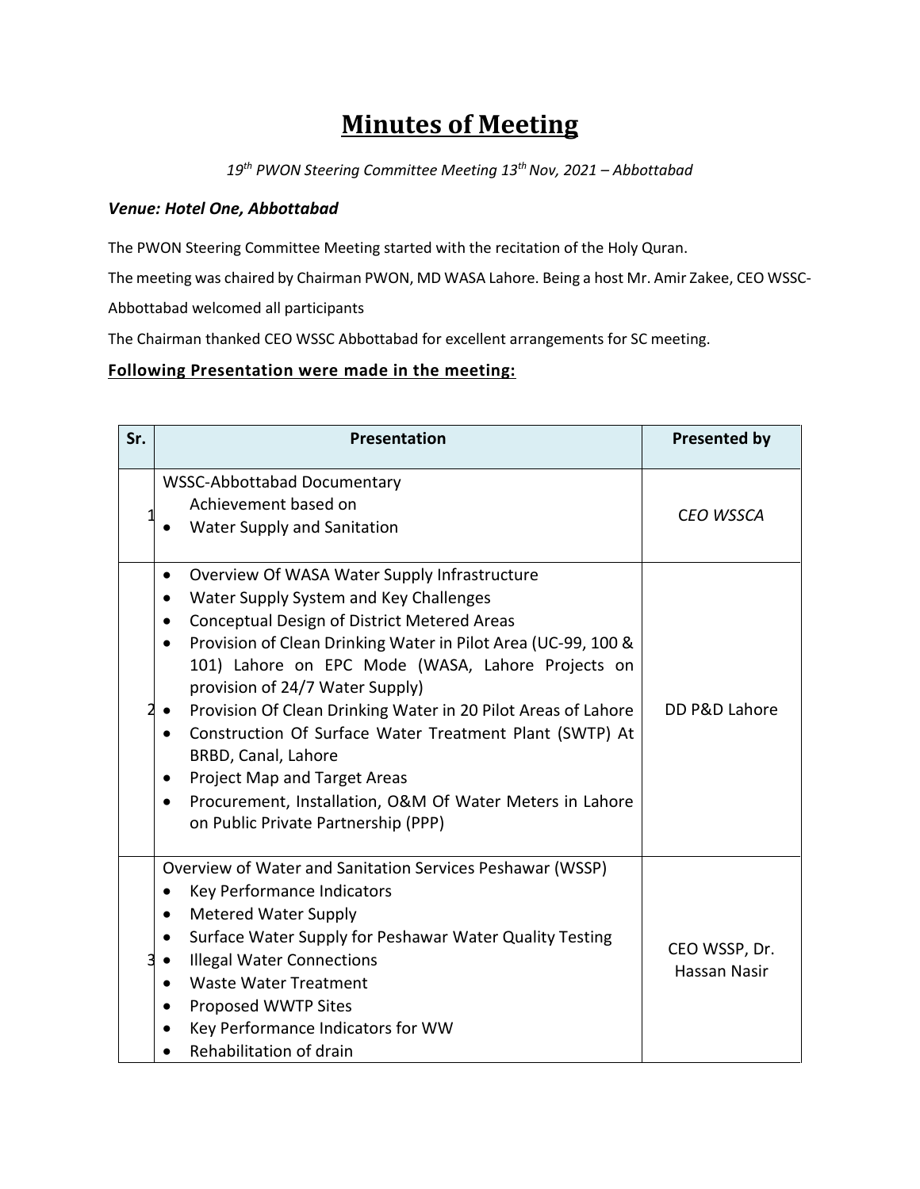# Minutes of Meeting

*19th PWON Steering Committee Meeting 13th Nov, 2021 – Abbottabad*

***Venue: Hotel One, Abbottabad***

The PWON Steering Committee Meeting started with the recitation of the Holy Quran.

The meeting was chaired by Chairman PWON, MD WASA Lahore. Being a host Mr. Amir Zakee, CEO WSSC-Abbottabad welcomed all participants

The Chairman thanked CEO WSSC Abbottabad for excellent arrangements for SC meeting.

**Following Presentation were made in the meeting:**

| Sr. | Presentation | Presented by |
|---|---|---|
| 1 | WSSC-Abbottabad Documentary<br>Achievement based on<br>• Water Supply and Sanitation | *CEO WSSCA* |
| 2 | • Overview Of WASA Water Supply Infrastructure<br>• Water Supply System and Key Challenges<br>• Conceptual Design of District Metered Areas<br>• Provision of Clean Drinking Water in Pilot Area (UC-99, 100 & 101) Lahore on EPC Mode (WASA, Lahore Projects on provision of 24/7 Water Supply)<br>• Provision Of Clean Drinking Water in 20 Pilot Areas of Lahore<br>• Construction Of Surface Water Treatment Plant (SWTP) At BRBD, Canal, Lahore<br>• Project Map and Target Areas<br>• Procurement, Installation, O&M Of Water Meters in Lahore on Public Private Partnership (PPP) | DD P&D Lahore |
| 3 | Overview of Water and Sanitation Services Peshawar (WSSP)<br>• Key Performance Indicators<br>• Metered Water Supply<br>• Surface Water Supply for Peshawar Water Quality Testing<br>• Illegal Water Connections<br>• Waste Water Treatment<br>• Proposed WWTP Sites<br>• Key Performance Indicators for WW<br>• Rehabilitation of drain | CEO WSSP, Dr. Hassan Nasir |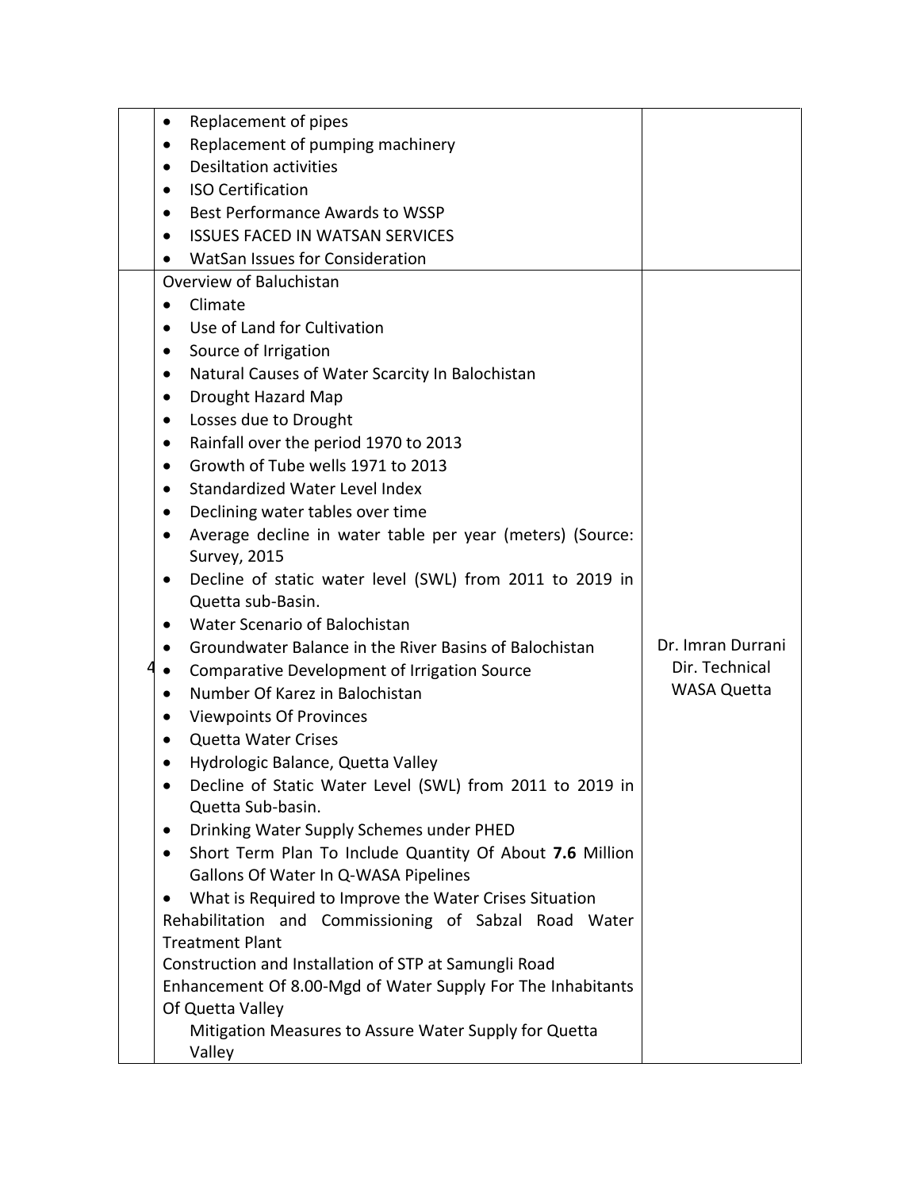| | | |
|---|---|---|
| | • Replacement of pipes<br>• Replacement of pumping machinery<br>• Desiltation activities<br>• ISO Certification<br>• Best Performance Awards to WSSP<br>• ISSUES FACED IN WATSAN SERVICES<br>• WatSan Issues for Consideration | |
| 4 | Overview of Baluchistan<br>• Climate<br>• Use of Land for Cultivation<br>• Source of Irrigation<br>• Natural Causes of Water Scarcity In Balochistan<br>• Drought Hazard Map<br>• Losses due to Drought<br>• Rainfall over the period 1970 to 2013<br>• Growth of Tube wells 1971 to 2013<br>• Standardized Water Level Index<br>• Declining water tables over time<br>• Average decline in water table per year (meters) (Source: Survey, 2015<br>• Decline of static water level (SWL) from 2011 to 2019 in Quetta sub-Basin.<br>• Water Scenario of Balochistan<br>• Groundwater Balance in the River Basins of Balochistan<br>• Comparative Development of Irrigation Source<br>• Number Of Karez in Balochistan<br>• Viewpoints Of Provinces<br>• Quetta Water Crises<br>• Hydrologic Balance, Quetta Valley<br>• Decline of Static Water Level (SWL) from 2011 to 2019 in Quetta Sub-basin.<br>• Drinking Water Supply Schemes under PHED<br>• Short Term Plan To Include Quantity Of About **7.6** Million Gallons Of Water In Q-WASA Pipelines<br>• What is Required to Improve the Water Crises Situation<br>Rehabilitation and Commissioning of Sabzal Road Water Treatment Plant<br>Construction and Installation of STP at Samungli Road<br>Enhancement Of 8.00-Mgd of Water Supply For The Inhabitants Of Quetta Valley<br>Mitigation Measures to Assure Water Supply for Quetta Valley | Dr. Imran Durrani<br>Dir. Technical<br>WASA Quetta |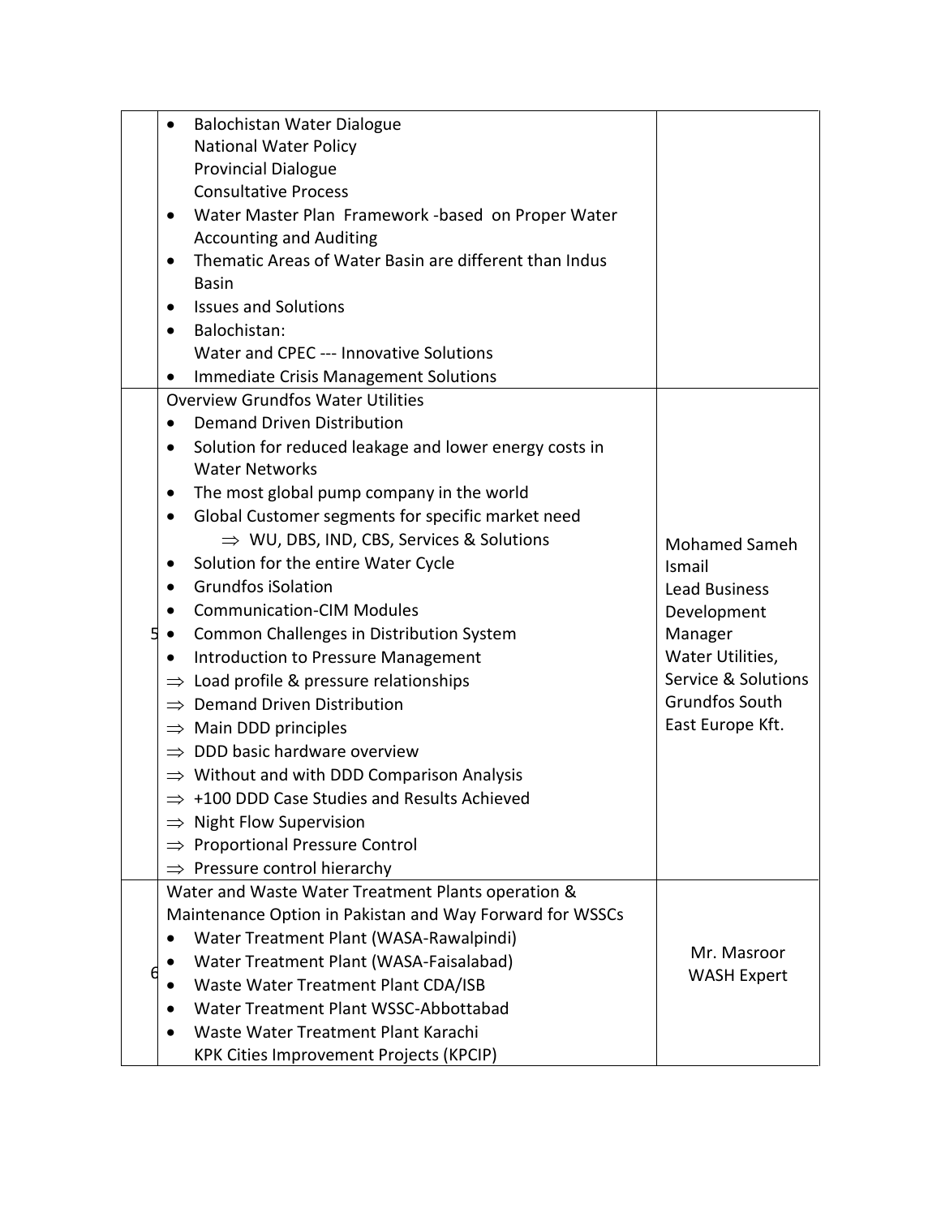| | | |
|---|---|---|
| | • Balochistan Water Dialogue<br>National Water Policy<br>Provincial Dialogue<br>Consultative Process<br>• Water Master Plan Framework -based on Proper Water Accounting and Auditing<br>• Thematic Areas of Water Basin are different than Indus Basin<br>• Issues and Solutions<br>• Balochistan:<br>Water and CPEC --- Innovative Solutions<br>• Immediate Crisis Management Solutions | |
| 5 | Overview Grundfos Water Utilities<br>• Demand Driven Distribution<br>• Solution for reduced leakage and lower energy costs in Water Networks<br>• The most global pump company in the world<br>• Global Customer segments for specific market need<br>⇒ WU, DBS, IND, CBS, Services & Solutions<br>• Solution for the entire Water Cycle<br>• Grundfos iSolation<br>• Communication-CIM Modules<br>• Common Challenges in Distribution System<br>• Introduction to Pressure Management<br>⇒ Load profile & pressure relationships<br>⇒ Demand Driven Distribution<br>⇒ Main DDD principles<br>⇒ DDD basic hardware overview<br>⇒ Without and with DDD Comparison Analysis<br>⇒ +100 DDD Case Studies and Results Achieved<br>⇒ Night Flow Supervision<br>⇒ Proportional Pressure Control<br>⇒ Pressure control hierarchy | Mohamed Sameh Ismail<br>Lead Business Development Manager<br>Water Utilities, Service & Solutions<br>Grundfos South East Europe Kft. |
| 6 | Water and Waste Water Treatment Plants operation & Maintenance Option in Pakistan and Way Forward for WSSCs<br>• Water Treatment Plant (WASA-Rawalpindi)<br>• Water Treatment Plant (WASA-Faisalabad)<br>• Waste Water Treatment Plant CDA/ISB<br>• Water Treatment Plant WSSC-Abbottabad<br>• Waste Water Treatment Plant Karachi<br>KPK Cities Improvement Projects (KPCIP) | Mr. Masroor<br>WASH Expert |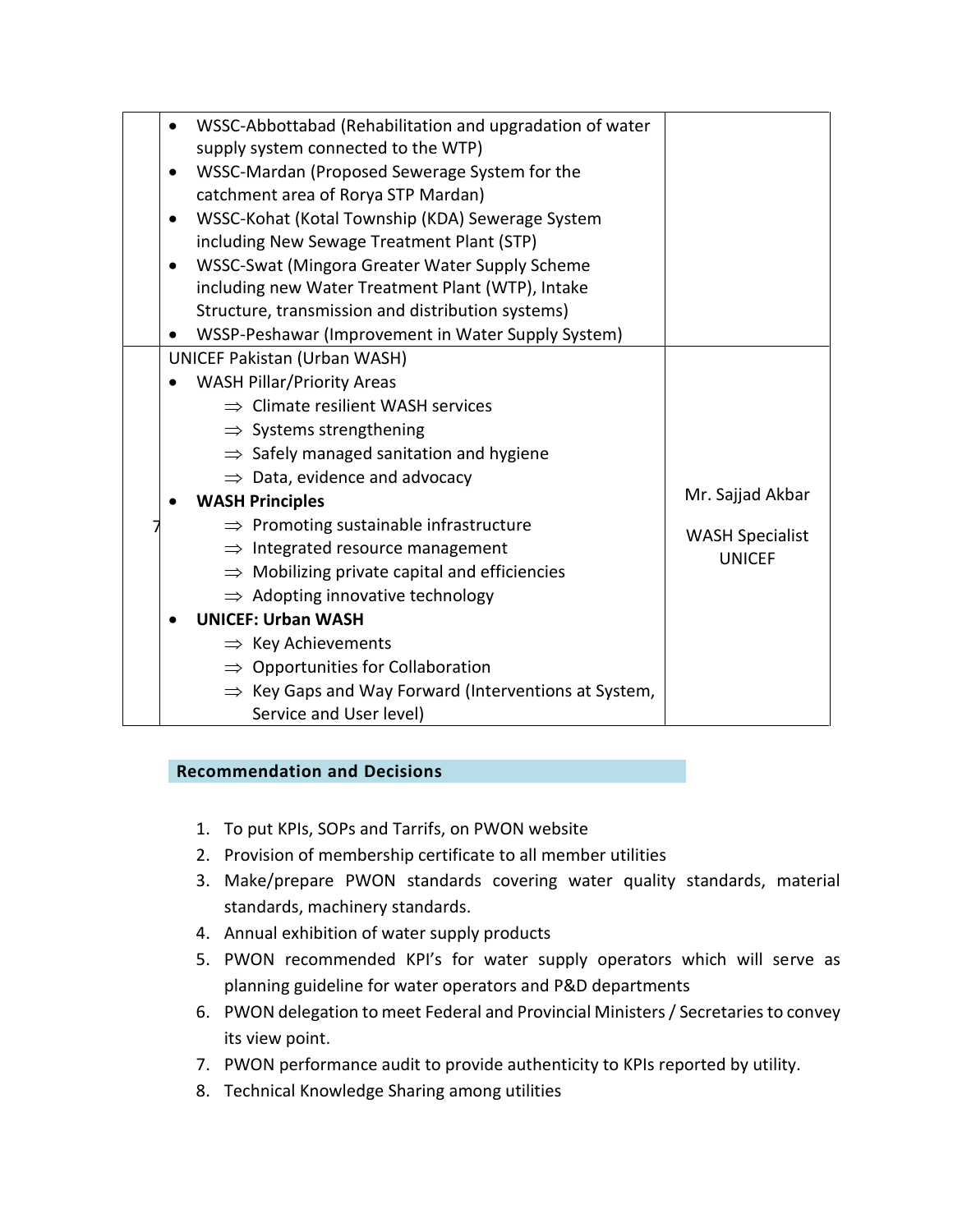| | | |
|---|---|---|
| | • WSSC-Abbottabad (Rehabilitation and upgradation of water supply system connected to the WTP)<br>• WSSC-Mardan (Proposed Sewerage System for the catchment area of Rorya STP Mardan)<br>• WSSC-Kohat (Kotal Township (KDA) Sewerage System including New Sewage Treatment Plant (STP)<br>• WSSC-Swat (Mingora Greater Water Supply Scheme including new Water Treatment Plant (WTP), Intake Structure, transmission and distribution systems)<br>• WSSP-Peshawar (Improvement in Water Supply System) | |
| 7 | UNICEF Pakistan (Urban WASH)<br>• WASH Pillar/Priority Areas<br>⇒ Climate resilient WASH services<br>⇒ Systems strengthening<br>⇒ Safely managed sanitation and hygiene<br>⇒ Data, evidence and advocacy<br>• **WASH Principles**<br>⇒ Promoting sustainable infrastructure<br>⇒ Integrated resource management<br>⇒ Mobilizing private capital and efficiencies<br>⇒ Adopting innovative technology<br>• **UNICEF: Urban WASH**<br>⇒ Key Achievements<br>⇒ Opportunities for Collaboration<br>⇒ Key Gaps and Way Forward (Interventions at System, Service and User level) | Mr. Sajjad Akbar<br><br>WASH Specialist UNICEF |

## Recommendation and Decisions

1. To put KPIs, SOPs and Tarrifs, on PWON website
2. Provision of membership certificate to all member utilities
3. Make/prepare PWON standards covering water quality standards, material standards, machinery standards.
4. Annual exhibition of water supply products
5. PWON recommended KPI's for water supply operators which will serve as planning guideline for water operators and P&D departments
6. PWON delegation to meet Federal and Provincial Ministers / Secretaries to convey its view point.
7. PWON performance audit to provide authenticity to KPIs reported by utility.
8. Technical Knowledge Sharing among utilities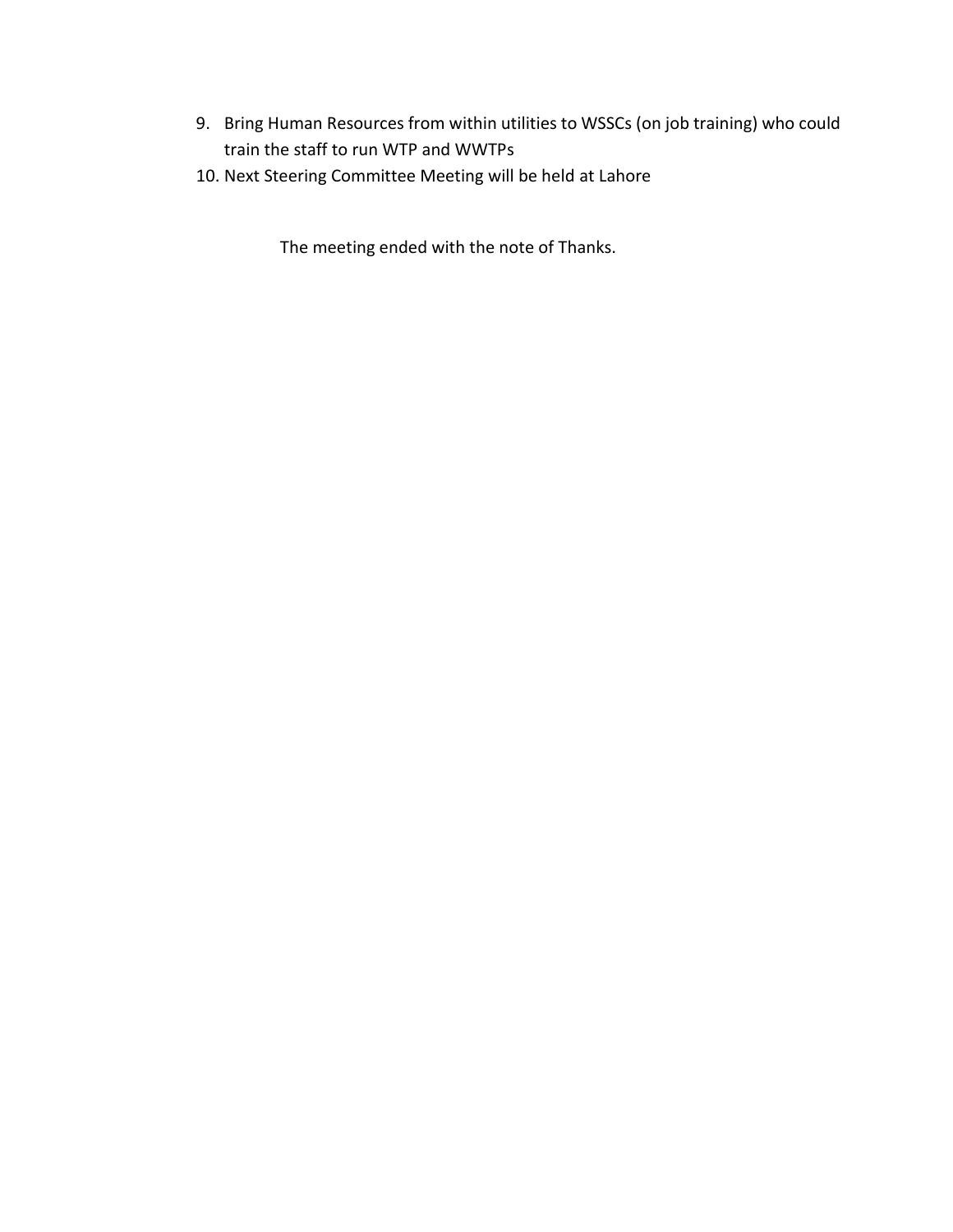9. Bring Human Resources from within utilities to WSSCs (on job training) who could train the staff to run WTP and WWTPs
10. Next Steering Committee Meeting will be held at Lahore

The meeting ended with the note of Thanks.